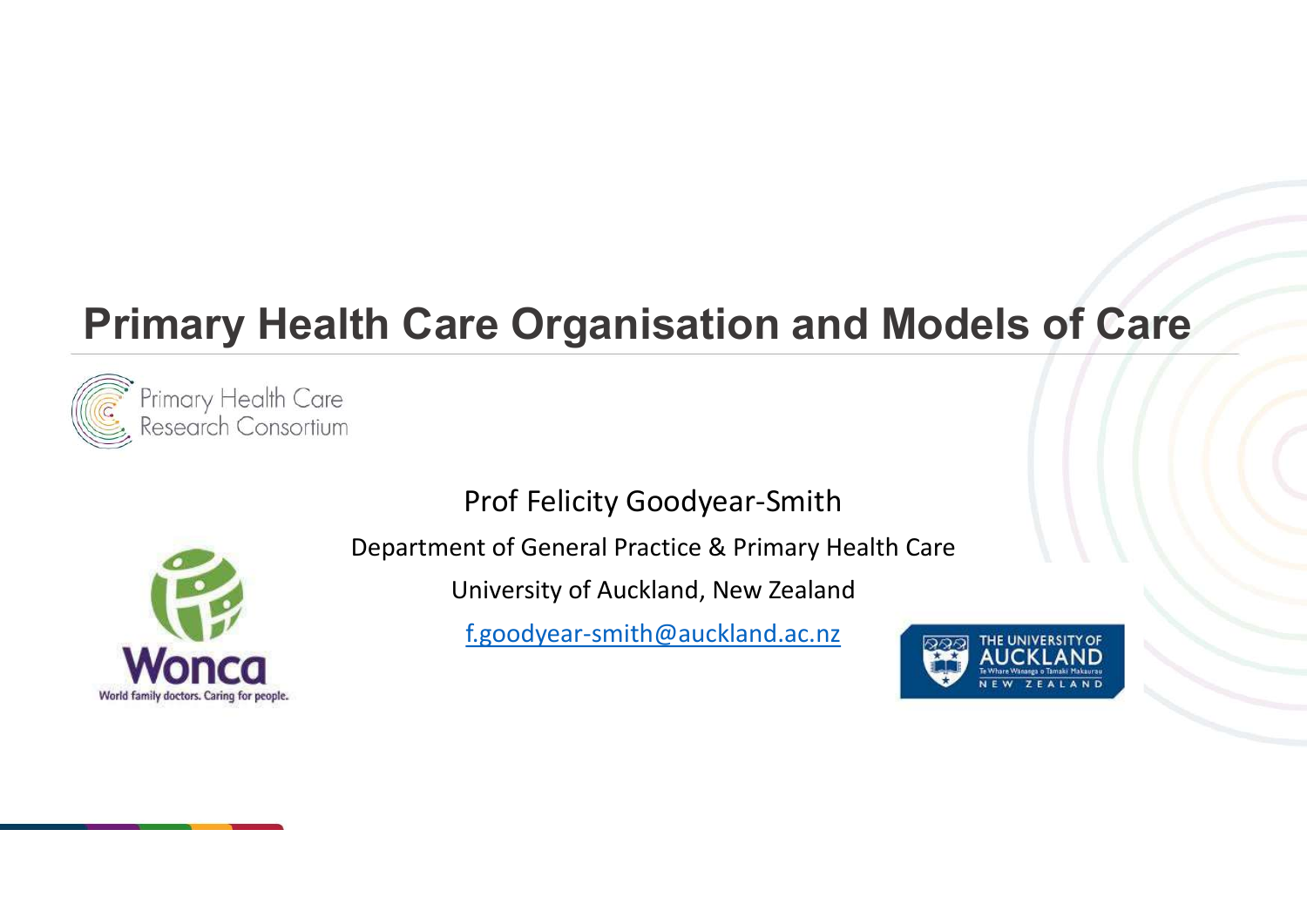# Primary Health Care Organisation and Models of Care

Primary Health Care Research Consortium

Prof Felicity Goodyear-Smith

Department of General Practice & Primary Health Care

University of Auckland, New Zealand

f.goodyear-smith@auckland.ac.nz

Wonca

World family doctors. Caring for people.

THE UNIVERSITY OF AUCKLAND

Te Whare Wānanga o Tāmaki Makaurau

NEW ZEALAND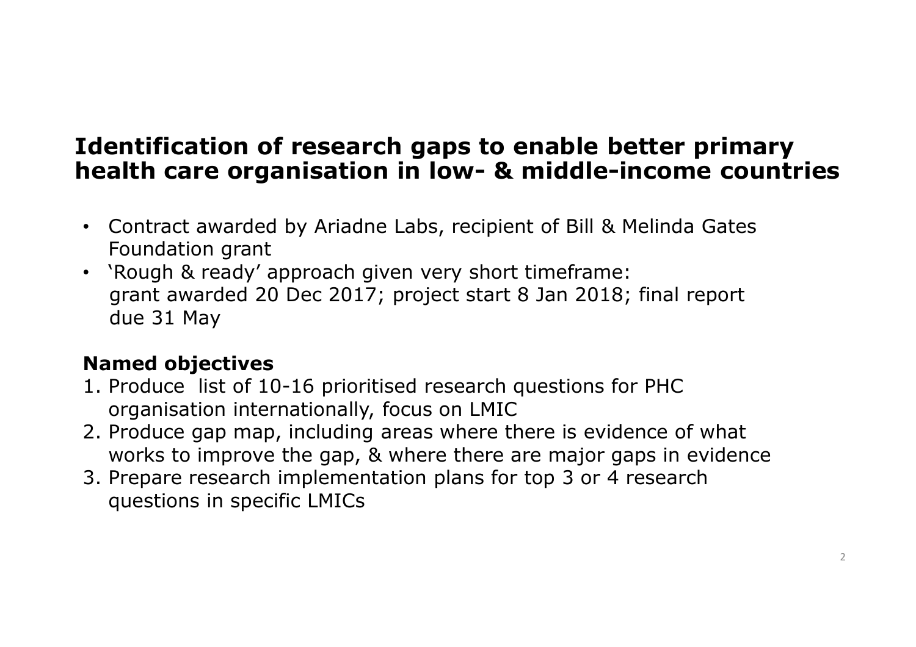# Identification of research gaps to enable better primary health care organisation in low- & middle-income countries

- Contract awarded by Ariadne Labs, recipient of Bill & Melinda Gates Foundation grant
- 'Rough & ready' approach given very short timeframe: grant awarded 20 Dec 2017; project start 8 Jan 2018; final report due 31 May

**Named objectives**

1. Produce list of 10-16 prioritised research questions for PHC organisation internationally, focus on LMIC
2. Produce gap map, including areas where there is evidence of what works to improve the gap, & where there are major gaps in evidence
3. Prepare research implementation plans for top 3 or 4 research questions in specific LMICs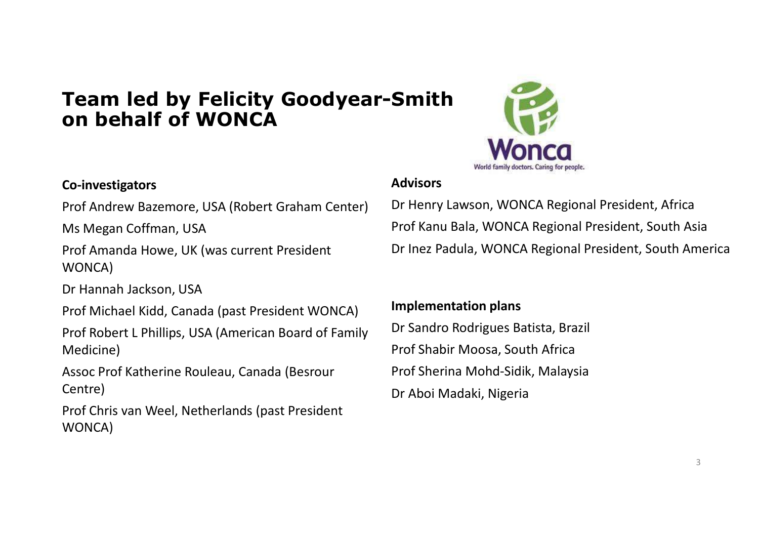# Team led by Felicity Goodyear-Smith on behalf of WONCA

**Co-investigators**

Prof Andrew Bazemore, USA (Robert Graham Center)

Ms Megan Coffman, USA

Prof Amanda Howe, UK (was current President WONCA)

Dr Hannah Jackson, USA

Prof Michael Kidd, Canada (past President WONCA)

Prof Robert L Phillips, USA (American Board of Family Medicine)

Assoc Prof Katherine Rouleau, Canada (Besrour Centre)

Prof Chris van Weel, Netherlands (past President WONCA)

**Advisors**

Dr Henry Lawson, WONCA Regional President, Africa

Prof Kanu Bala, WONCA Regional President, South Asia

Dr Inez Padula, WONCA Regional President, South America

**Implementation plans**

Dr Sandro Rodrigues Batista, Brazil

Prof Shabir Moosa, South Africa

Prof Sherina Mohd-Sidik, Malaysia

Dr Aboi Madaki, Nigeria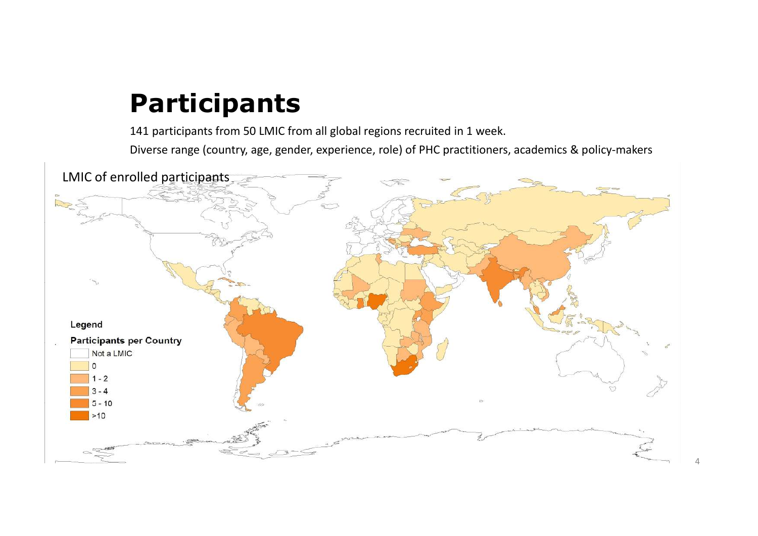# Participants

141 participants from 50 LMIC from all global regions recruited in 1 week.

Diverse range (country, age, gender, experience, role) of PHC practitioners, academics & policy-makers

LMIC of enrolled participants

**Legend**

**Participants per Country**

- Not a LMIC
- 0
- 1 - 2
- 3 - 4
- 5 - 10
- >10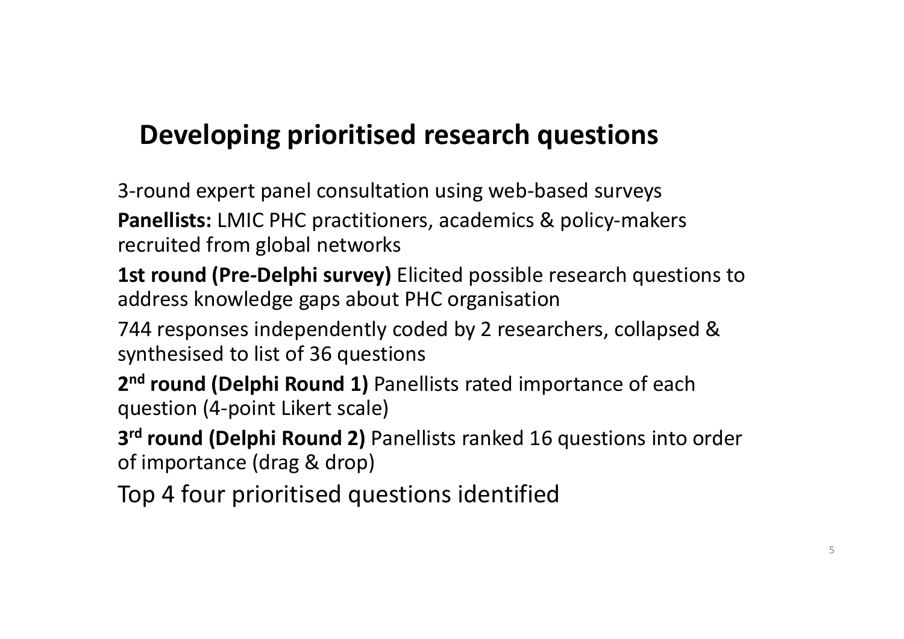## Developing prioritised research questions

3-round expert panel consultation using web-based surveys

**Panellists:** LMIC PHC practitioners, academics & policy-makers recruited from global networks

**1st round (Pre-Delphi survey)** Elicited possible research questions to address knowledge gaps about PHC organisation

744 responses independently coded by 2 researchers, collapsed & synthesised to list of 36 questions

**2nd round (Delphi Round 1)** Panellists rated importance of each question (4-point Likert scale)

**3rd round (Delphi Round 2)** Panellists ranked 16 questions into order of importance (drag & drop)

Top 4 four prioritised questions identified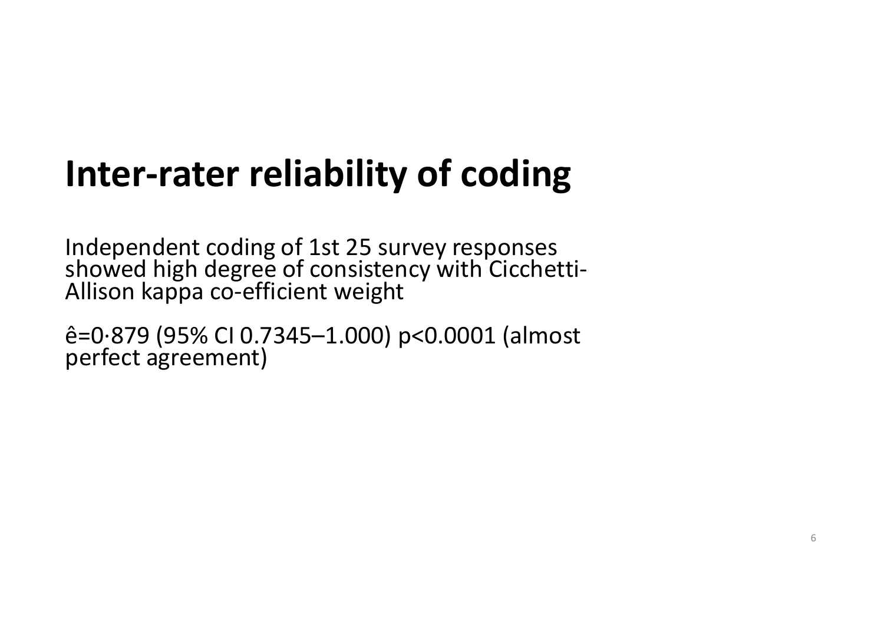# Inter-rater reliability of coding

Independent coding of 1st 25 survey responses showed high degree of consistency with Cicchetti-Allison kappa co-efficient weight

ê=0·879 (95% CI 0.7345–1.000) $p<0.0001$ (almost perfect agreement)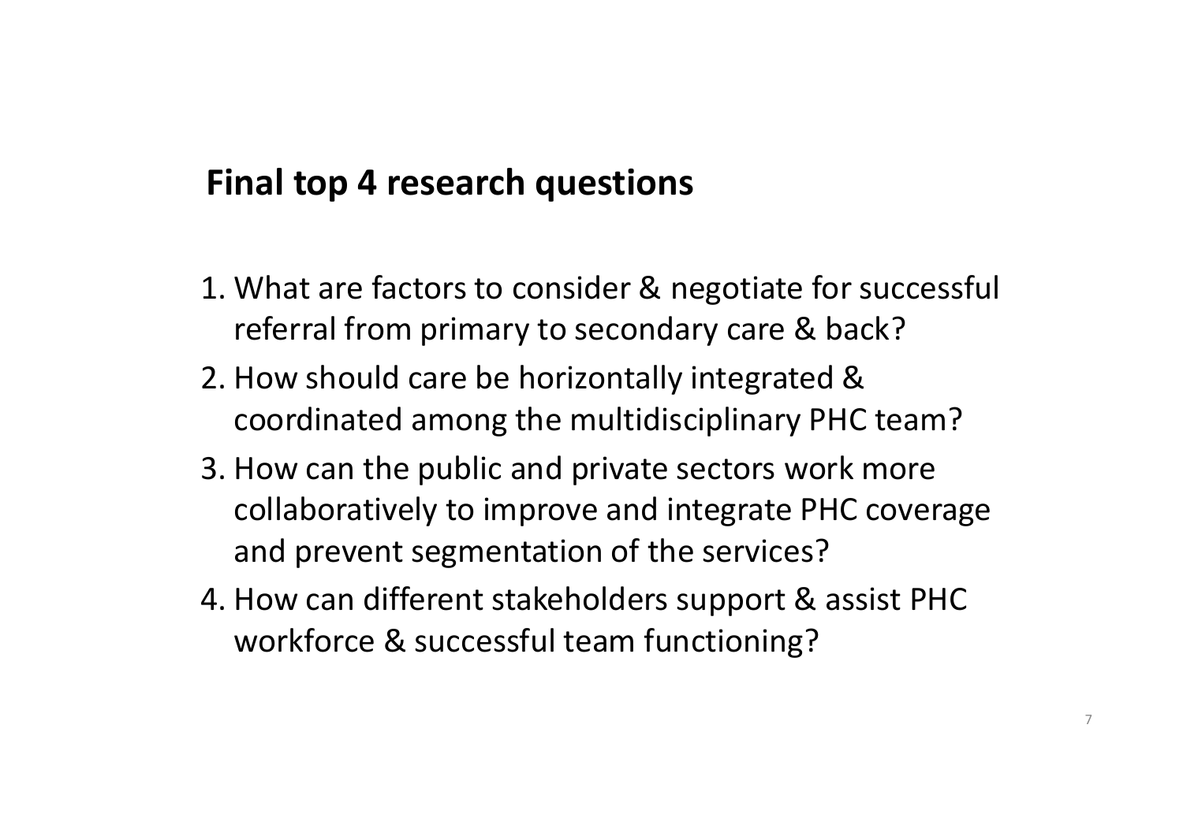## Final top 4 research questions

1. What are factors to consider & negotiate for successful referral from primary to secondary care & back?
2. How should care be horizontally integrated & coordinated among the multidisciplinary PHC team?
3. How can the public and private sectors work more collaboratively to improve and integrate PHC coverage and prevent segmentation of the services?
4. How can different stakeholders support & assist PHC workforce & successful team functioning?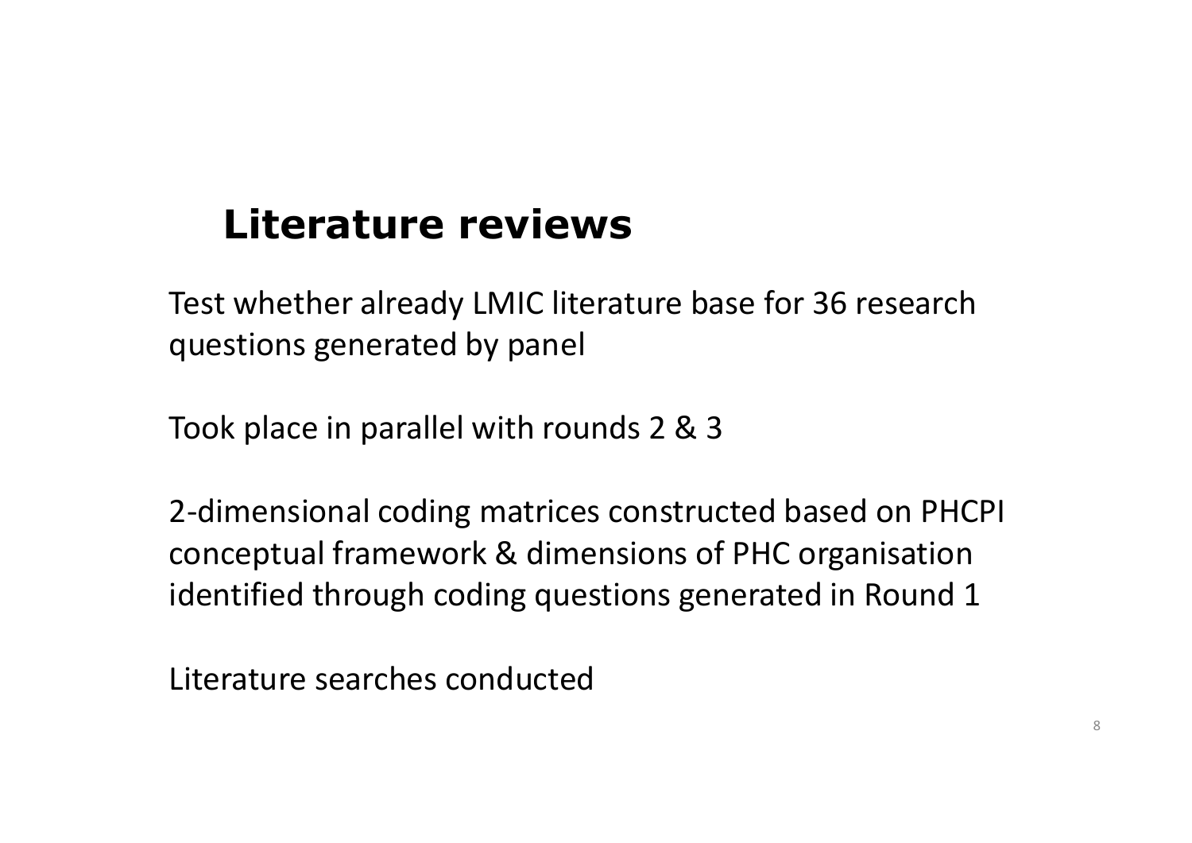## Literature reviews

Test whether already LMIC literature base for 36 research questions generated by panel

Took place in parallel with rounds 2 & 3

2-dimensional coding matrices constructed based on PHCPI conceptual framework & dimensions of PHC organisation identified through coding questions generated in Round 1

Literature searches conducted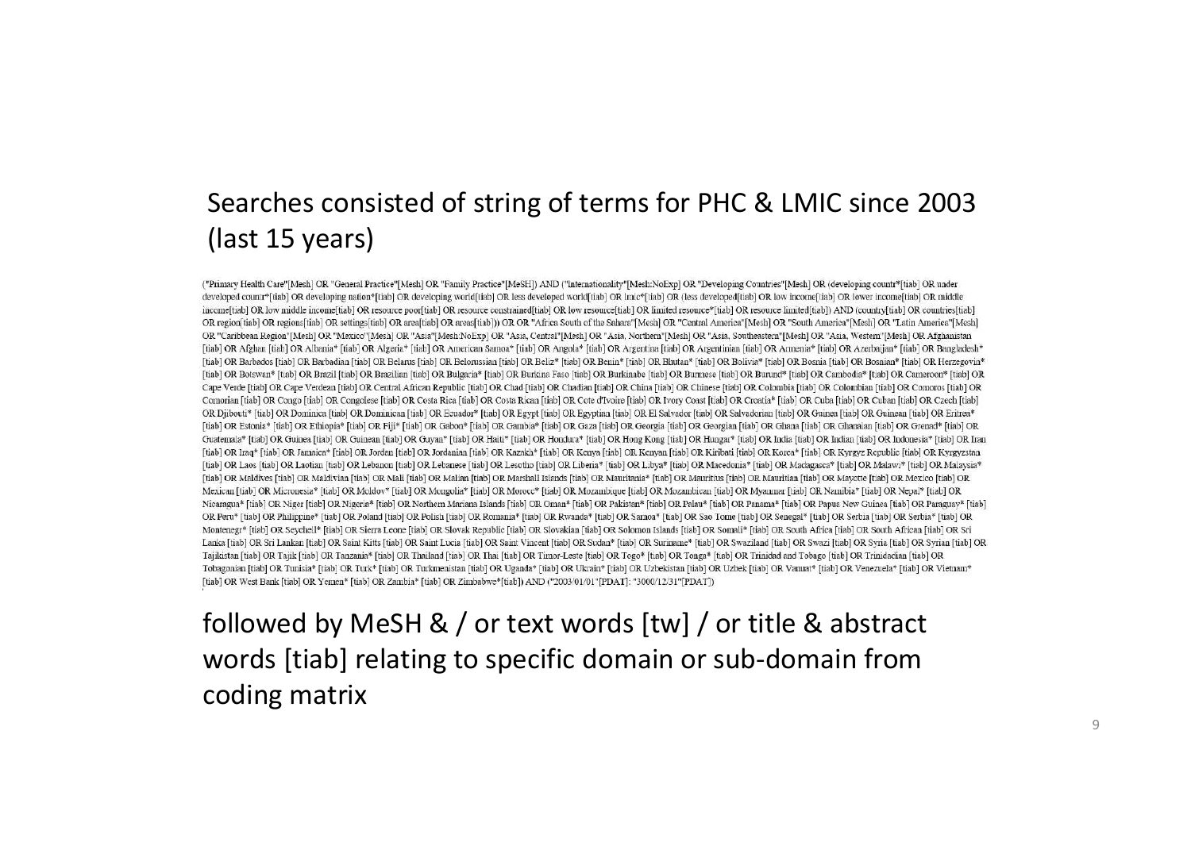## Searches consisted of string of terms for PHC & LMIC since 2003 (last 15 years)

("Primary Health Care"[Mesh] OR "General Practice"[Mesh] OR "Family Practice"[MeSH]) AND ("Internationality"[Mesh:NoExp] OR "Developing Countries"[Mesh] OR (developing countr*[tiab] OR under developed countr*[tiab] OR developing nation*[tiab] OR developing world[tiab] OR less developed world[tiab] OR lmic*[tiab] OR (less developed[tiab] OR low income[tiab] OR lower income[tiab] OR middle income[tiab] OR low middle income[tiab] OR resource poor[tiab] OR resource constrained[tiab] OR low resource[tiab] OR limited resource*[tiab] OR resource limited[tiab]) AND (country[tiab] OR countries[tiab] OR region[tiab] OR regions[tiab] OR settings[tiab] OR area[tiab] OR areas[tiab])) OR OR "Africa South of the Sahara"[Mesh] OR "Central America"[Mesh] OR "South America"[Mesh] OR "Latin America"[Mesh] OR "Caribbean Region"[Mesh] OR "Mexico"[Mesh] OR "Asia"[Mesh:NoExp] OR "Asia, Central"[Mesh] OR "Asia, Northern"[Mesh] OR "Asia, Southeastern"[Mesh] OR "Asia, Western"[Mesh] OR Afghanistan [tiab] OR Afghan [tiab] OR Albania* [tiab] OR Algeria* [tiab] OR American Samoa* [tiab] OR Angola* [tiab] OR Argentina [tiab] OR Argentinian [tiab] OR Armenia* [tiab] OR Azerbaijan* [tiab] OR Bangladesh* [tiab] OR Barbados [tiab] OR Barbadian [tiab] OR Belarus [tiab] OR Belorussian [tiab] OR Beliz* [tiab] OR Benin* [tiab] OR Bhutan* [tiab] OR Bolivia* [tiab] OR Bosnia [tiab] OR Bosnian* [tiab] OR Herzegovin* [tiab] OR Botswan* [tiab] OR Brazil [tiab] OR Brazilian [tiab] OR Bulgaria* [tiab] OR Burkina Faso [tiab] OR Burkinabe [tiab] OR Burmese [tiab] OR Burundi* [tiab] OR Cambodia* [tiab] OR Cameroon* [tiab] OR Cape Verde [tiab] OR Cape Verdean [tiab] OR Central African Republic [tiab] OR Chad [tiab] OR Chadian [tiab] OR China [tiab] OR Chinese [tiab] OR Colombia [tiab] OR Colombian [tiab] OR Comoros [tiab] OR Comorian [tiab] OR Congo [tiab] OR Congolese [tiab] OR Costa Rica [tiab] OR Costa Rican [tiab] OR Cote d'Ivoire [tiab] OR Ivory Coast [tiab] OR Croatia* [tiab] OR Cuba [tiab] OR Cuban [tiab] OR Czech [tiab] OR Djibouti* [tiab] OR Dominica [tiab] OR Dominican [tiab] OR Ecuador* [tiab] OR Egypt [tiab] OR Egyptian [tiab] OR El Salvador [tiab] OR Salvadorian [tiab] OR Guinea [tiab] OR Guinean [tiab] OR Eritrea* [tiab] OR Estonia* [tiab] OR Ethiopia* [tiab] OR Fiji* [tiab] OR Gabon* [tiab] OR Gambia* [tiab] OR Gaza [tiab] OR Georgia [tiab] OR Georgian [tiab] OR Ghana [tiab] OR Ghanaian [tiab] OR Grenad* [tiab] OR Guatemala* [tiab] OR Guinea [tiab] OR Guinean [tiab] OR Guyan* [tiab] OR Haiti* [tiab] OR Hondura* [tiab] OR Hong Kong [tiab] OR Hungar* [tiab] OR India [tiab] OR Indian [tiab] OR Indonesia* [tiab] OR Iran [tiab] OR Iraq* [tiab] OR Jamaica* [tiab] OR Jordan [tiab] OR Jordanian [tiab] OR Kazakh* [tiab] OR Kenya [tiab] OR Kenyan [tiab] OR Kiribati [tiab] OR Korea* [tiab] OR Kyrgyz Republic [tiab] OR Kyrgyzstan [tiab] OR Laos [tiab] OR Laotian [tiab] OR Lebanon [tiab] OR Lebanese [tiab] OR Lesotho [tiab] OR Liberia* [tiab] OR Libya* [tiab] OR Macedonia* [tiab] OR Madagasca* [tiab] OR Malawi* [tiab] OR Malaysia* [tiab] OR Maldives [tiab] OR Maldivian [tiab] OR Mali [tiab] OR Malian [tiab] OR Marshall Islands [tiab] OR Mauritania* [tiab] OR Mauritius [tiab] OR Mauritian [tiab] OR Mayotte [tiab] OR Mexico [tiab] OR Mexican [tiab] OR Micronesia* [tiab] OR Moldov* [tiab] OR Mongolia* [tiab] OR Morocc* [tiab] OR Mozambique [tiab] OR Mozambican [tiab] OR Myanmar [tiab] OR Namibia* [tiab] OR Nepal* [tiab] OR Nicaragua* [tiab] OR Niger [tiab] OR Nigeria* [tiab] OR Northern Mariana Islands [tiab] OR Oman* [tiab] OR Pakistan* [tiab] OR Palau* [tiab] OR Panama* [tiab] OR Papua New Guinea [tiab] OR Paraguay* [tiab] OR Peru* [tiab] OR Philippine* [tiab] OR Poland [tiab] OR Polish [tiab] OR Romania* [tiab] OR Rwanda* [tiab] OR Samoa* [tiab] OR Sao Tome [tiab] OR Senegal* [tiab] OR Serbia [tiab] OR Serbia* [tiab] OR Montenegr* [tiab] OR Seychell* [tiab] OR Sierra Leone [tiab] OR Slovak Republic [tiab] OR Slovakian [tiab] OR Solomon Islands [tiab] OR Somali* [tiab] OR South Africa [tiab] OR South African [tiab] OR Sri Lanka [tiab] OR Sri Lankan [tiab] OR Saint Kitts [tiab] OR Saint Lucia [tiab] OR Saint Vincent [tiab] OR Sudan* [tiab] OR Suriname* [tiab] OR Swaziland [tiab] OR Swazi [tiab] OR Syria [tiab] OR Syrian [tiab] OR Tajikistan [tiab] OR Tajik [tiab] OR Tanzania* [tiab] OR Thailand [tiab] OR Thai [tiab] OR Timor-Leste [tiab] OR Togo* [tiab] OR Tonga* [tiab] OR Trinidad and Tobago [tiab] OR Trinidadian [tiab] OR Tobagonian [tiab] OR Tunisia* [tiab] OR Turk* [tiab] OR Turkmenistan [tiab] OR Uganda* [tiab] OR Ukrain* [tiab] OR Uzbekistan [tiab] OR Uzbek [tiab] OR Vanuat* [tiab] OR Venezuela* [tiab] OR Vietnam* [tiab] OR West Bank [tiab] OR Yemen* [tiab] OR Zambia* [tiab] OR Zimbabwe* [tiab]) AND ("2003/01/01"[PDAT] : "3000/12/31"[PDAT])

followed by MeSH & / or text words [tw] / or title & abstract words [tiab] relating to specific domain or sub-domain from coding matrix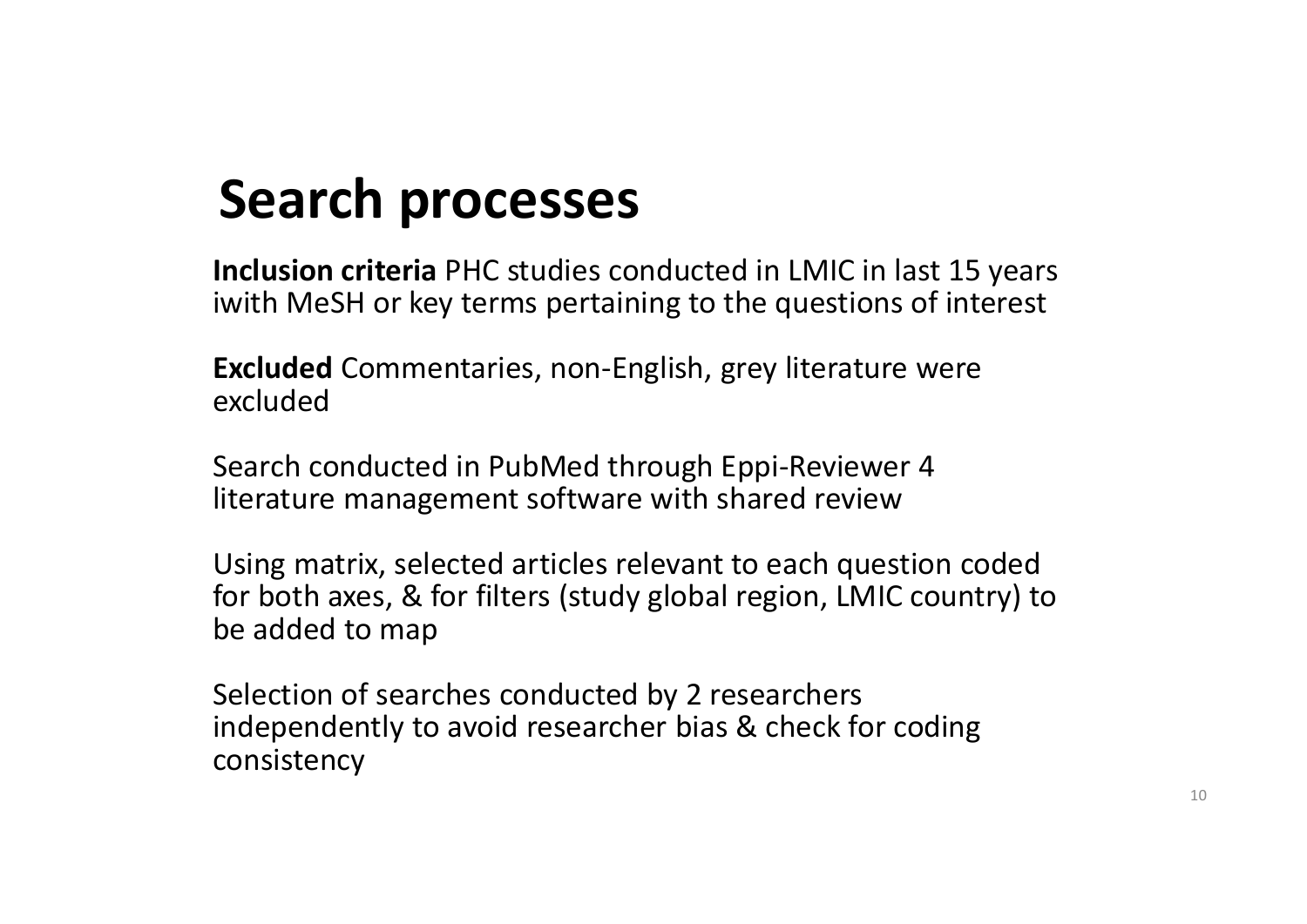# Search processes

**Inclusion criteria** PHC studies conducted in LMIC in last 15 years iwith MeSH or key terms pertaining to the questions of interest

**Excluded** Commentaries, non-English, grey literature were excluded

Search conducted in PubMed through Eppi-Reviewer 4 literature management software with shared review

Using matrix, selected articles relevant to each question coded for both axes, & for filters (study global region, LMIC country) to be added to map

Selection of searches conducted by 2 researchers independently to avoid researcher bias & check for coding consistency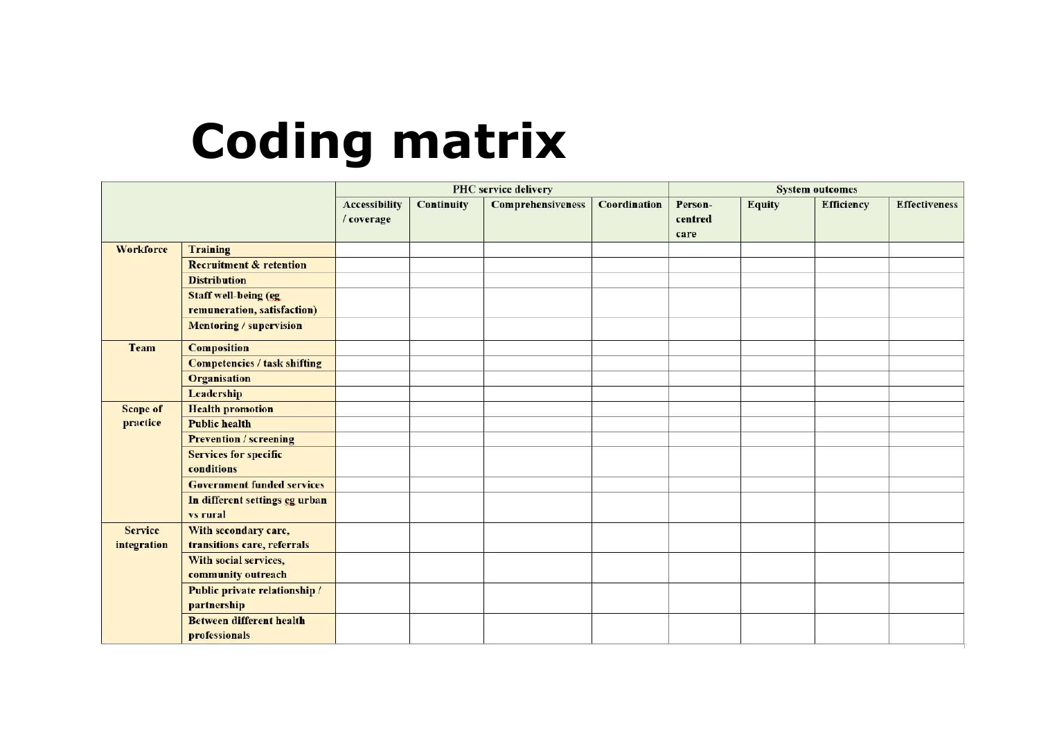# Coding matrix

| | | PHC service delivery | | | | System outcomes | | | |
|---|---|---|---|---|---|---|---|---|---|
| | | Accessibility / coverage | Continuity | Comprehensiveness | Coordination | Person-centred care | Equity | Efficiency | Effectiveness |
| Workforce | Training | | | | | | | | |
| | Recruitment & retention | | | | | | | | |
| | Distribution | | | | | | | | |
| | Staff well-being (eg remuneration, satisfaction) | | | | | | | | |
| | Mentoring / supervision | | | | | | | | |
| Team | Composition | | | | | | | | |
| | Competencies / task shifting | | | | | | | | |
| | Organisation | | | | | | | | |
| | Leadership | | | | | | | | |
| Scope of practice | Health promotion | | | | | | | | |
| | Public health | | | | | | | | |
| | Prevention / screening | | | | | | | | |
| | Services for specific conditions | | | | | | | | |
| | Government funded services | | | | | | | | |
| | In different settings eg urban vs rural | | | | | | | | |
| Service integration | With secondary care, transitions care, referrals | | | | | | | | |
| | With social services, community outreach | | | | | | | | |
| | Public private relationship / partnership | | | | | | | | |
| | Between different health professionals | | | | | | | | |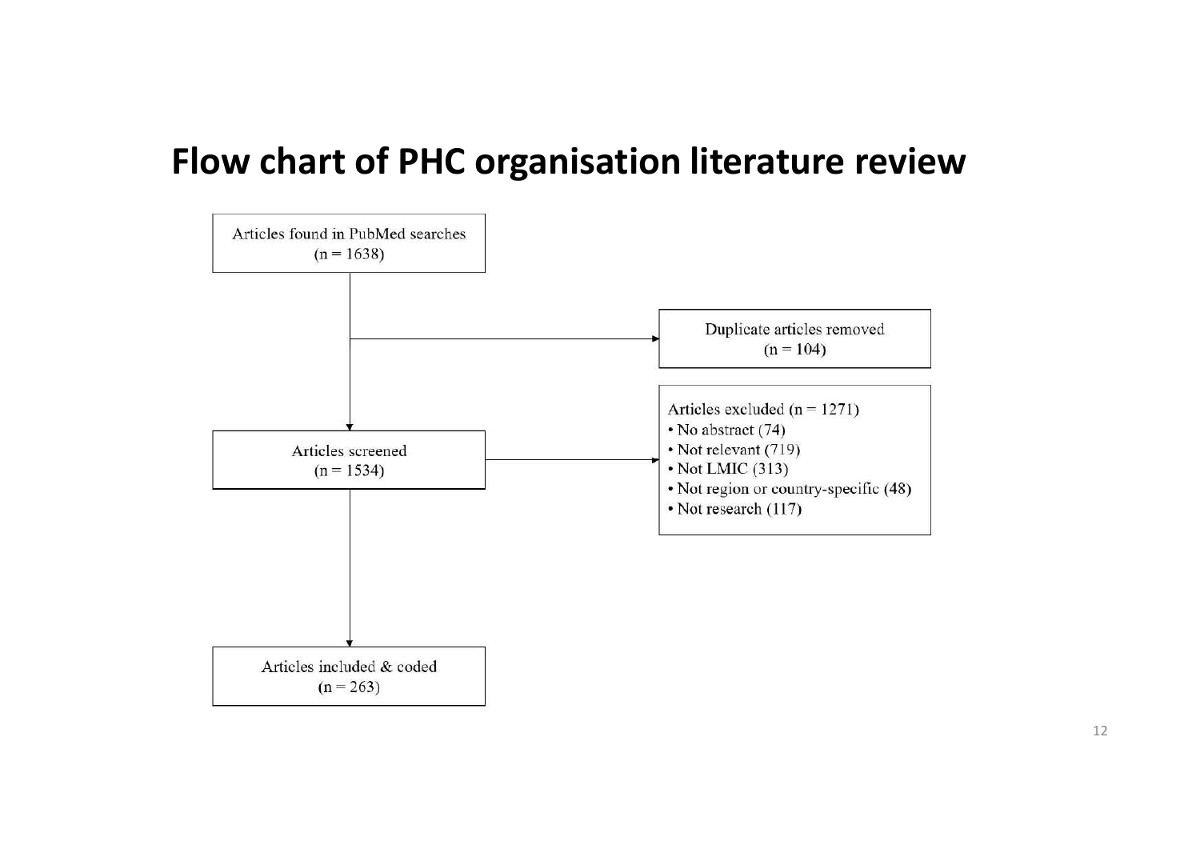# Flow chart of PHC organisation literature review

Articles found in PubMed searches
(n = 1638)

Duplicate articles removed
(n = 104)

Articles screened
(n = 1534)

Articles excluded (n = 1271)

- No abstract (74)
- Not relevant (719)
- Not LMIC (313)
- Not region or country-specific (48)
- Not research (117)

Articles included & coded
(n = 263)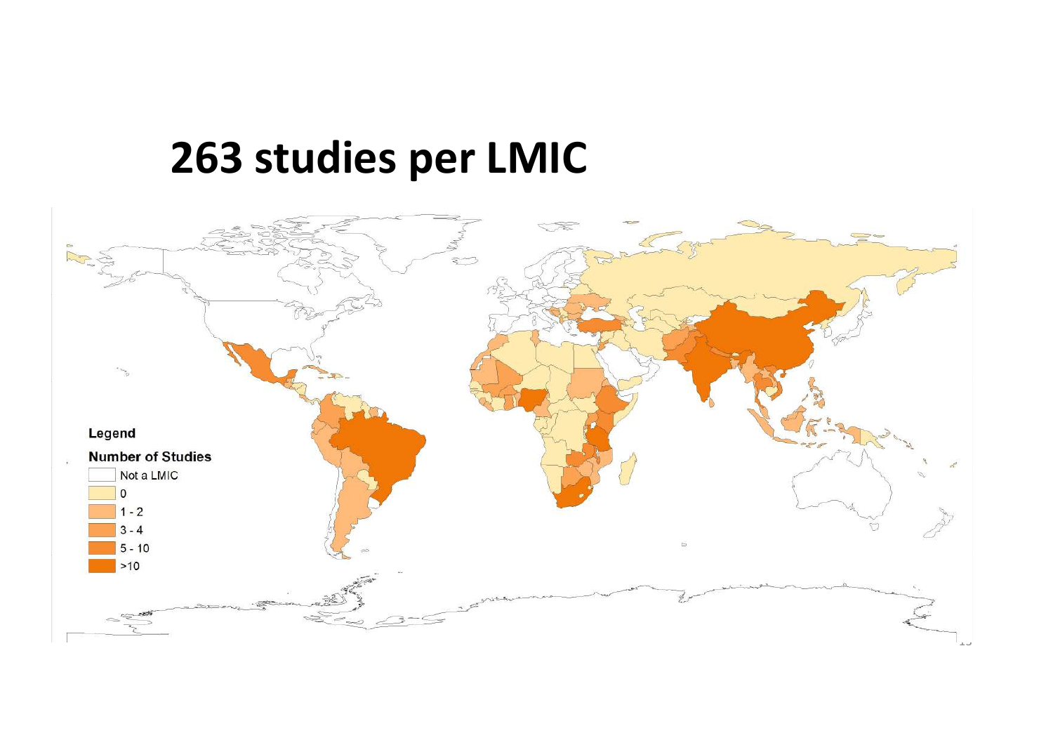# 263 studies per LMIC

Legend

Number of Studies

- Not a LMIC
- 0
- 1 - 2
- 3 - 4
- 5 - 10
- >10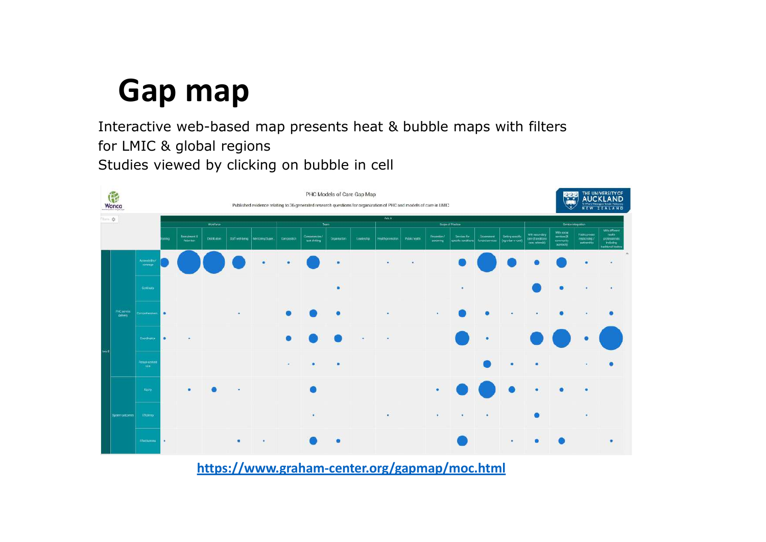# Gap map

Interactive web-based map presents heat & bubble maps with filters for LMIC & global regions

Studies viewed by clicking on bubble in cell

PHC Models of Care Gap Map

Published evidence relating to 36 generated research questions for organization of PHC and models of care in LMIC

https://www.graham-center.org/gapmap/moc.html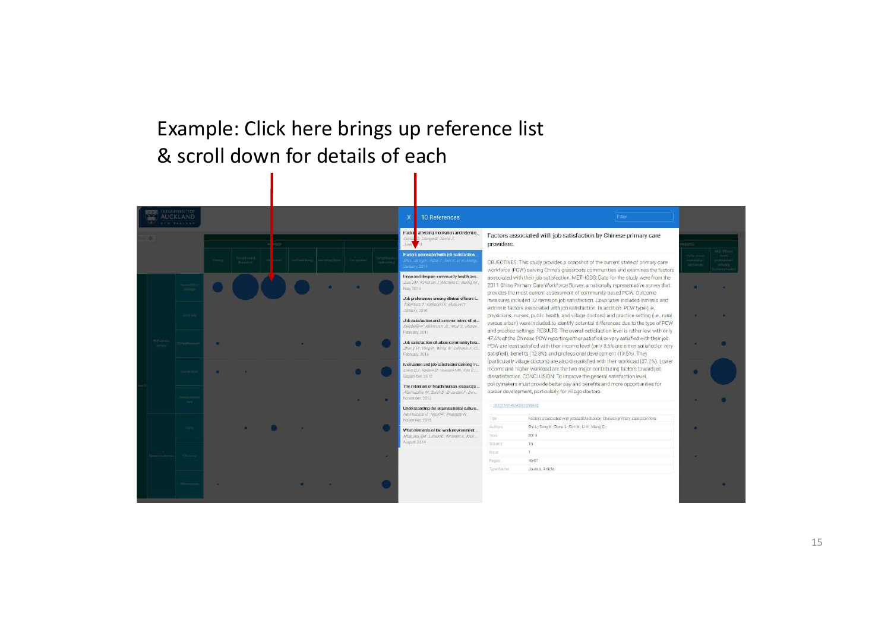Example: Click here brings up reference list & scroll down for details of each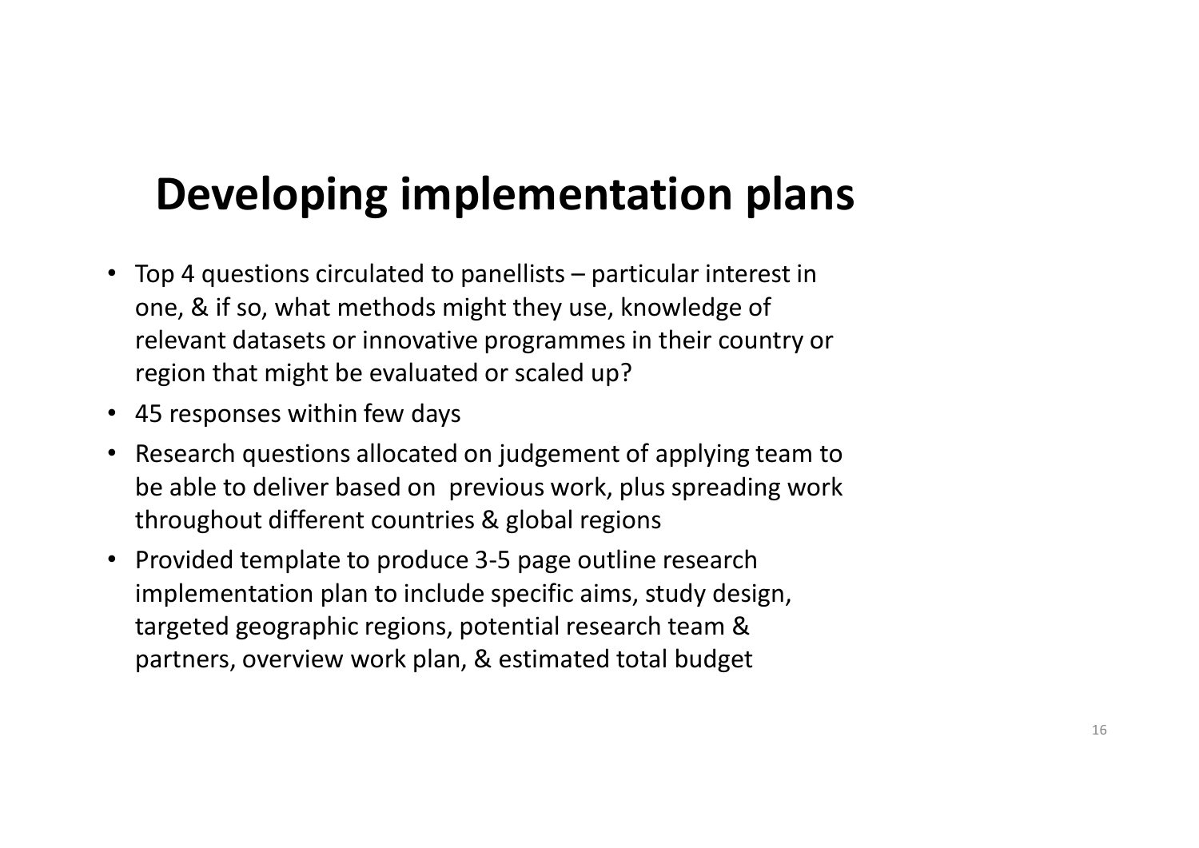# Developing implementation plans

- Top 4 questions circulated to panellists – particular interest in one, & if so, what methods might they use, knowledge of relevant datasets or innovative programmes in their country or region that might be evaluated or scaled up?
- 45 responses within few days
- Research questions allocated on judgement of applying team to be able to deliver based on previous work, plus spreading work throughout different countries & global regions
- Provided template to produce 3-5 page outline research implementation plan to include specific aims, study design, targeted geographic regions, potential research team & partners, overview work plan, & estimated total budget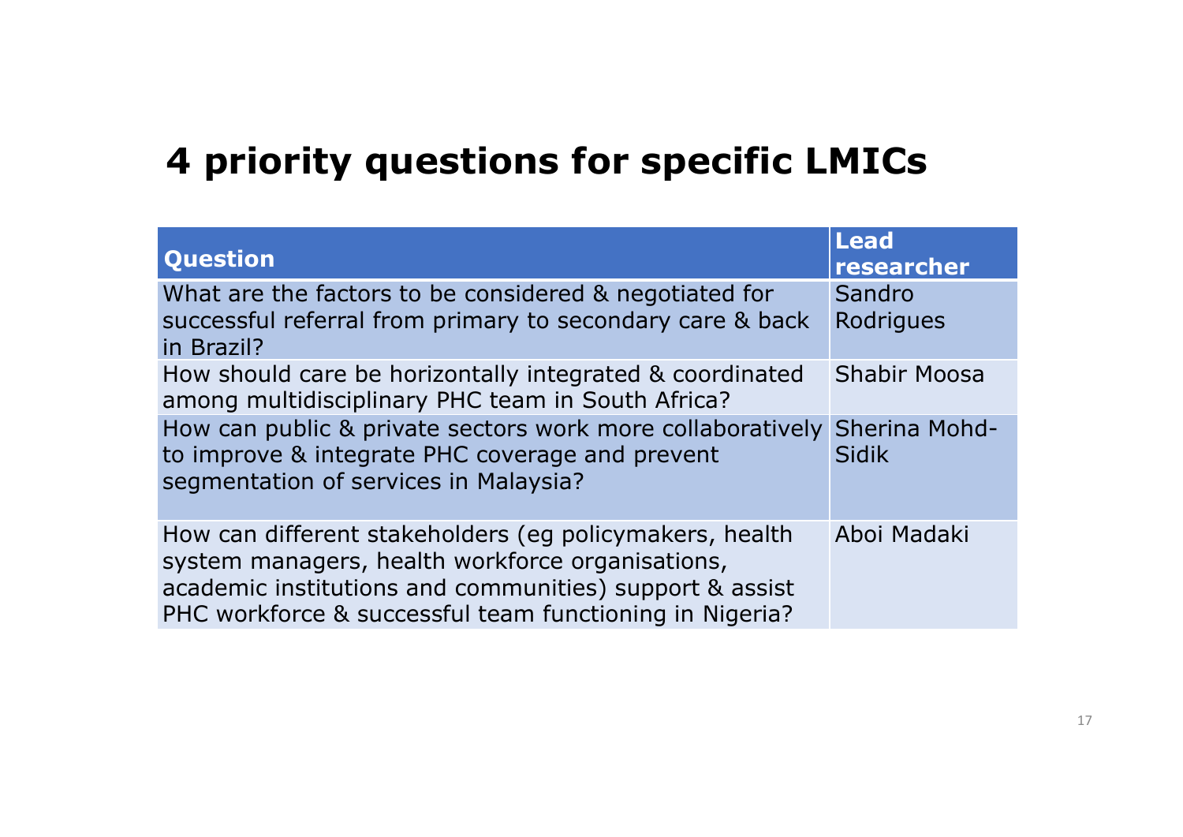# 4 priority questions for specific LMICs

| Question | Lead researcher |
| --- | --- |
| What are the factors to be considered & negotiated for successful referral from primary to secondary care & back in Brazil? | Sandro Rodrigues |
| How should care be horizontally integrated & coordinated among multidisciplinary PHC team in South Africa? | Shabir Moosa |
| How can public & private sectors work more collaboratively to improve & integrate PHC coverage and prevent segmentation of services in Malaysia? | Sherina Mohd-Sidik |
| How can different stakeholders (eg policymakers, health system managers, health workforce organisations, academic institutions and communities) support & assist PHC workforce & successful team functioning in Nigeria? | Aboi Madaki |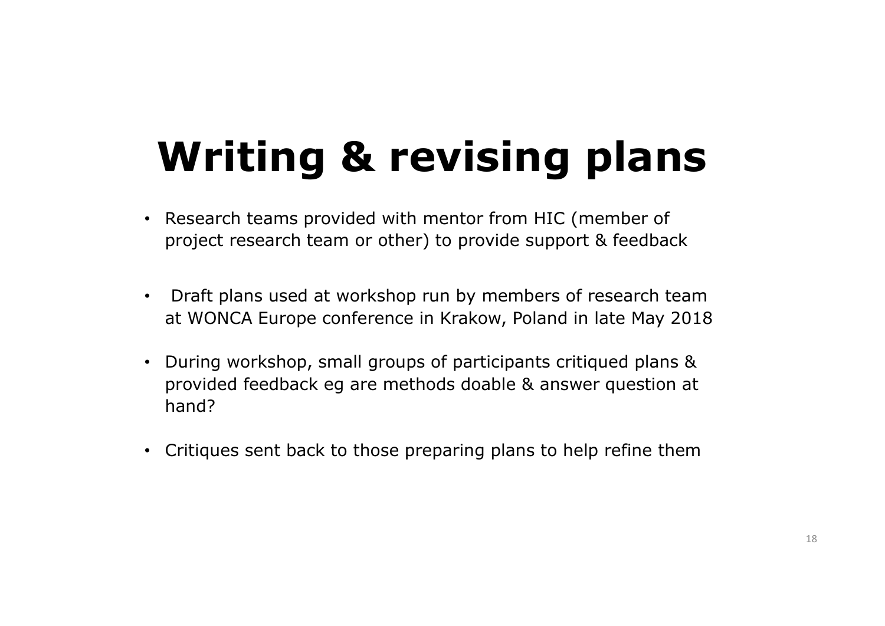# Writing & revising plans

- Research teams provided with mentor from HIC (member of project research team or other) to provide support & feedback
- Draft plans used at workshop run by members of research team at WONCA Europe conference in Krakow, Poland in late May 2018
- During workshop, small groups of participants critiqued plans & provided feedback eg are methods doable & answer question at hand?
- Critiques sent back to those preparing plans to help refine them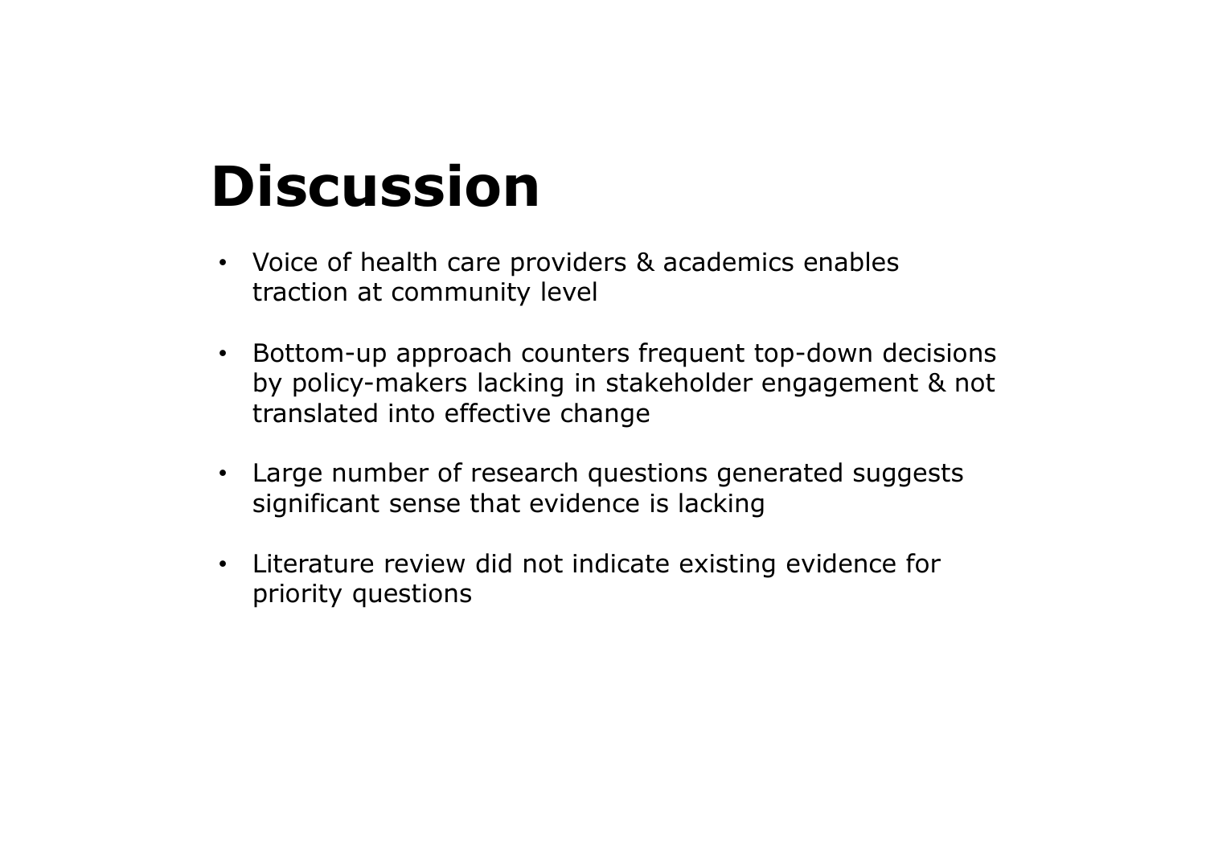# Discussion

- Voice of health care providers & academics enables traction at community level
- Bottom-up approach counters frequent top-down decisions by policy-makers lacking in stakeholder engagement & not translated into effective change
- Large number of research questions generated suggests significant sense that evidence is lacking
- Literature review did not indicate existing evidence for priority questions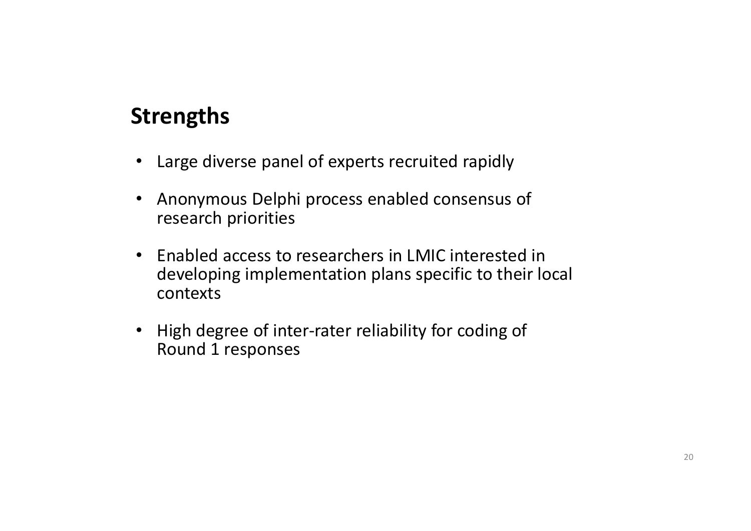## Strengths

- Large diverse panel of experts recruited rapidly
- Anonymous Delphi process enabled consensus of research priorities
- Enabled access to researchers in LMIC interested in developing implementation plans specific to their local contexts
- High degree of inter-rater reliability for coding of Round 1 responses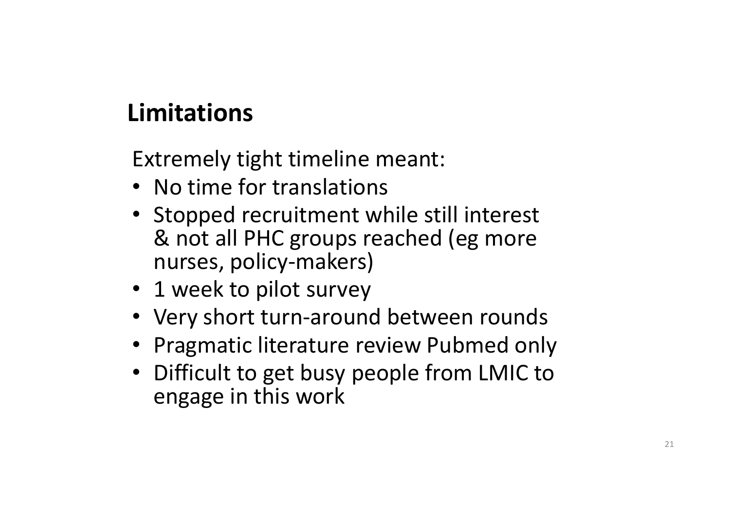## Limitations

Extremely tight timeline meant:

- No time for translations
- Stopped recruitment while still interest & not all PHC groups reached (eg more nurses, policy-makers)
- 1 week to pilot survey
- Very short turn-around between rounds
- Pragmatic literature review Pubmed only
- Difficult to get busy people from LMIC to engage in this work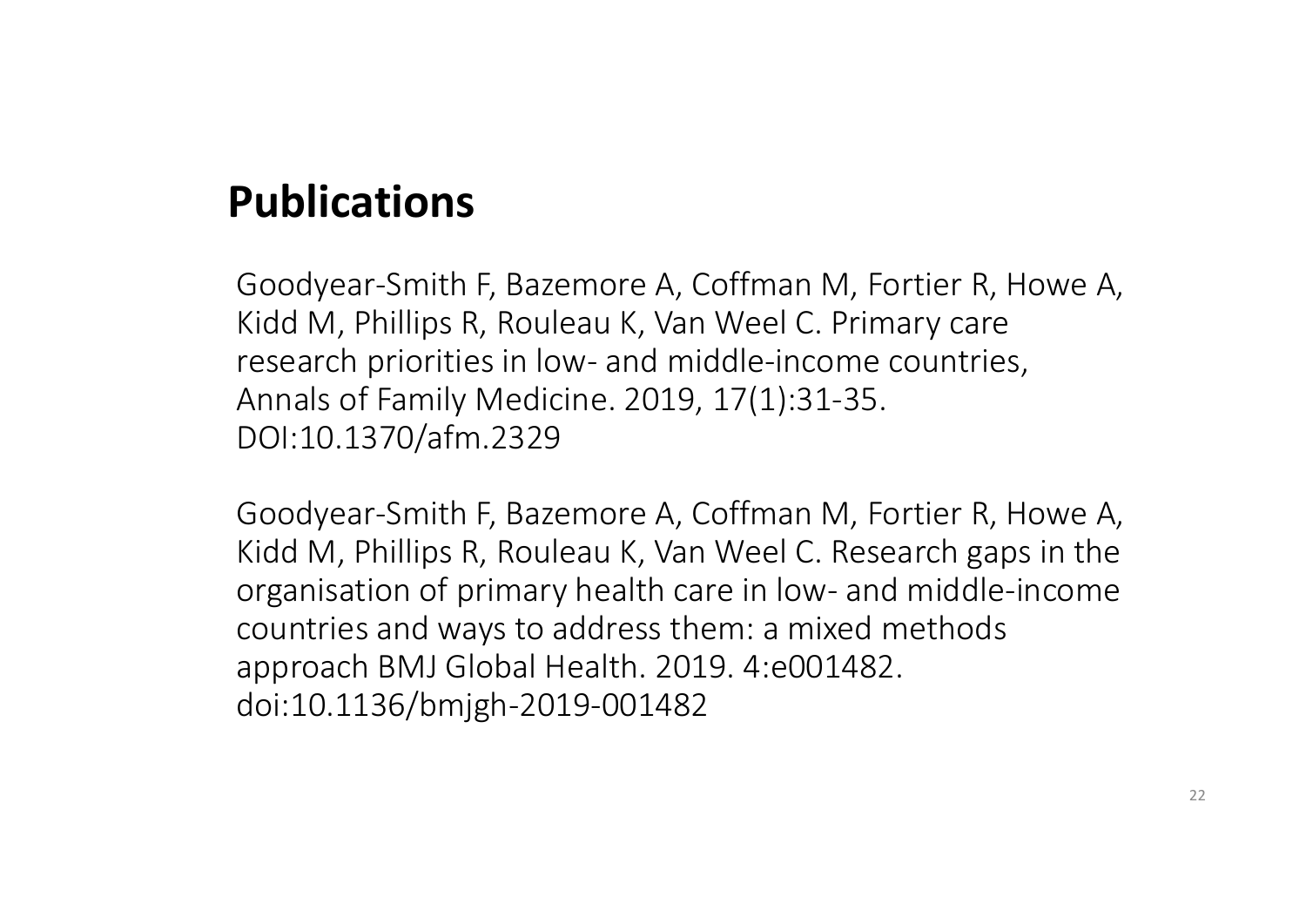## Publications

Goodyear-Smith F, Bazemore A, Coffman M, Fortier R, Howe A, Kidd M, Phillips R, Rouleau K, Van Weel C. Primary care research priorities in low- and middle-income countries, Annals of Family Medicine. 2019, 17(1):31-35. DOI:10.1370/afm.2329

Goodyear-Smith F, Bazemore A, Coffman M, Fortier R, Howe A, Kidd M, Phillips R, Rouleau K, Van Weel C. Research gaps in the organisation of primary health care in low- and middle-income countries and ways to address them: a mixed methods approach BMJ Global Health. 2019. 4:e001482. doi:10.1136/bmjgh-2019-001482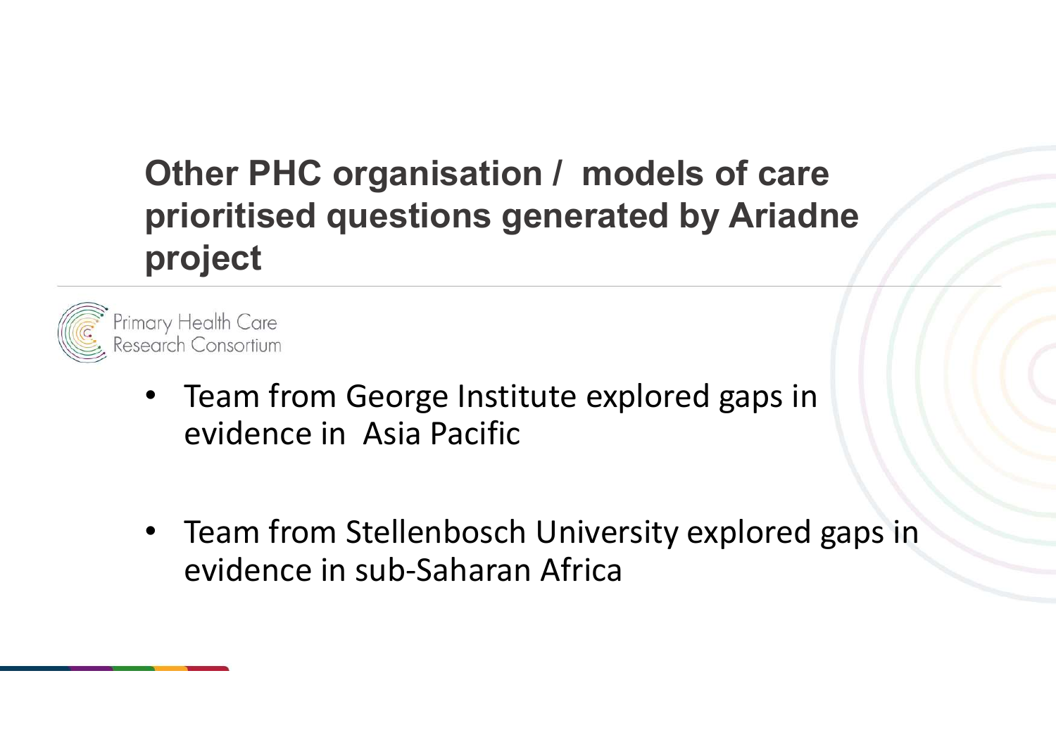# Other PHC organisation / models of care prioritised questions generated by Ariadne project

Primary Health Care Research Consortium

- Team from George Institute explored gaps in evidence in Asia Pacific
- Team from Stellenbosch University explored gaps in evidence in sub-Saharan Africa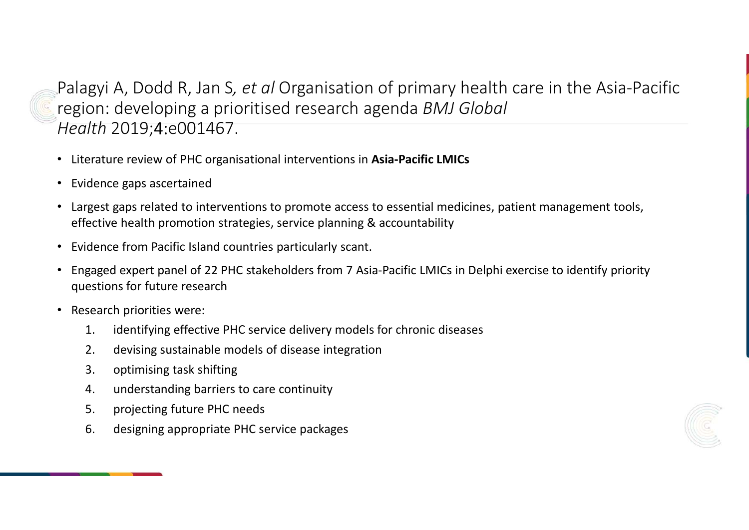## Palagyi A, Dodd R, Jan S*, et al* Organisation of primary health care in the Asia-Pacific region: developing a prioritised research agenda *BMJ Global Health* 2019;4:e001467.

- Literature review of PHC organisational interventions in **Asia-Pacific LMICs**
- Evidence gaps ascertained
- Largest gaps related to interventions to promote access to essential medicines, patient management tools, effective health promotion strategies, service planning & accountability
- Evidence from Pacific Island countries particularly scant.
- Engaged expert panel of 22 PHC stakeholders from 7 Asia-Pacific LMICs in Delphi exercise to identify priority questions for future research
- Research priorities were:
    1. identifying effective PHC service delivery models for chronic diseases
    2. devising sustainable models of disease integration
    3. optimising task shifting
    4. understanding barriers to care continuity
    5. projecting future PHC needs
    6. designing appropriate PHC service packages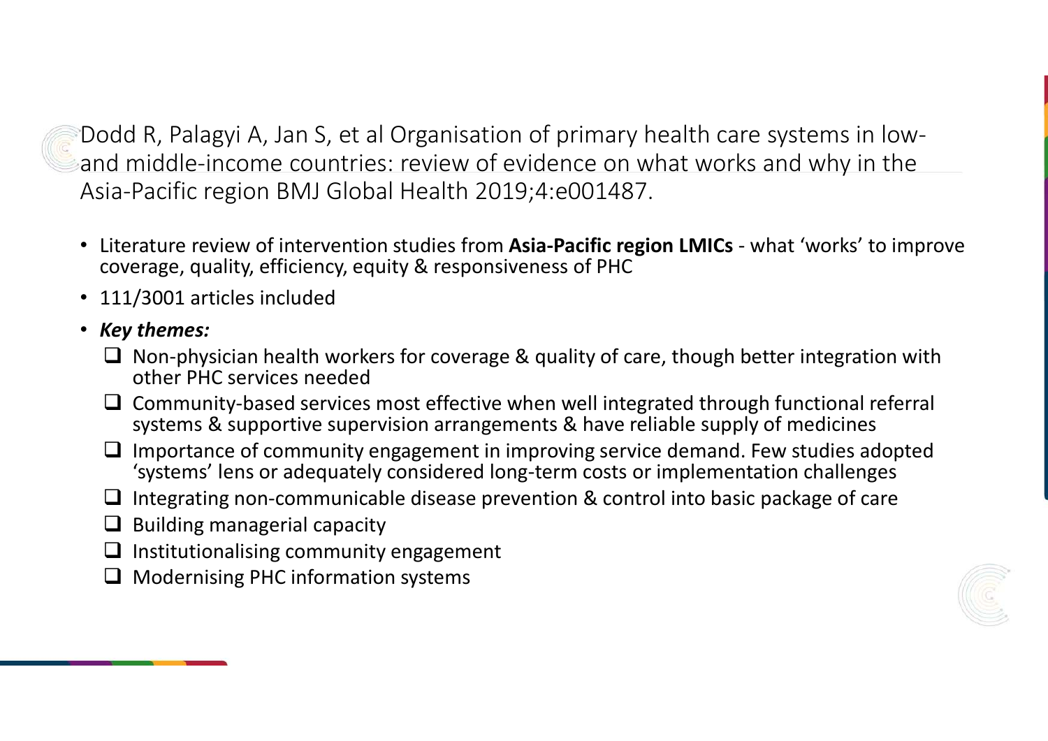Dodd R, Palagyi A, Jan S, et al Organisation of primary health care systems in low- and middle-income countries: review of evidence on what works and why in the Asia-Pacific region BMJ Global Health 2019;4:e001487.

- Literature review of intervention studies from **Asia-Pacific region LMICs** - what 'works' to improve coverage, quality, efficiency, equity & responsiveness of PHC
- 111/3001 articles included
- ***Key themes:***
  - ❑ Non-physician health workers for coverage & quality of care, though better integration with other PHC services needed
  - ❑ Community-based services most effective when well integrated through functional referral systems & supportive supervision arrangements & have reliable supply of medicines
  - ❑ Importance of community engagement in improving service demand. Few studies adopted 'systems' lens or adequately considered long-term costs or implementation challenges
  - ❑ Integrating non-communicable disease prevention & control into basic package of care
  - ❑ Building managerial capacity
  - ❑ Institutionalising community engagement
  - ❑ Modernising PHC information systems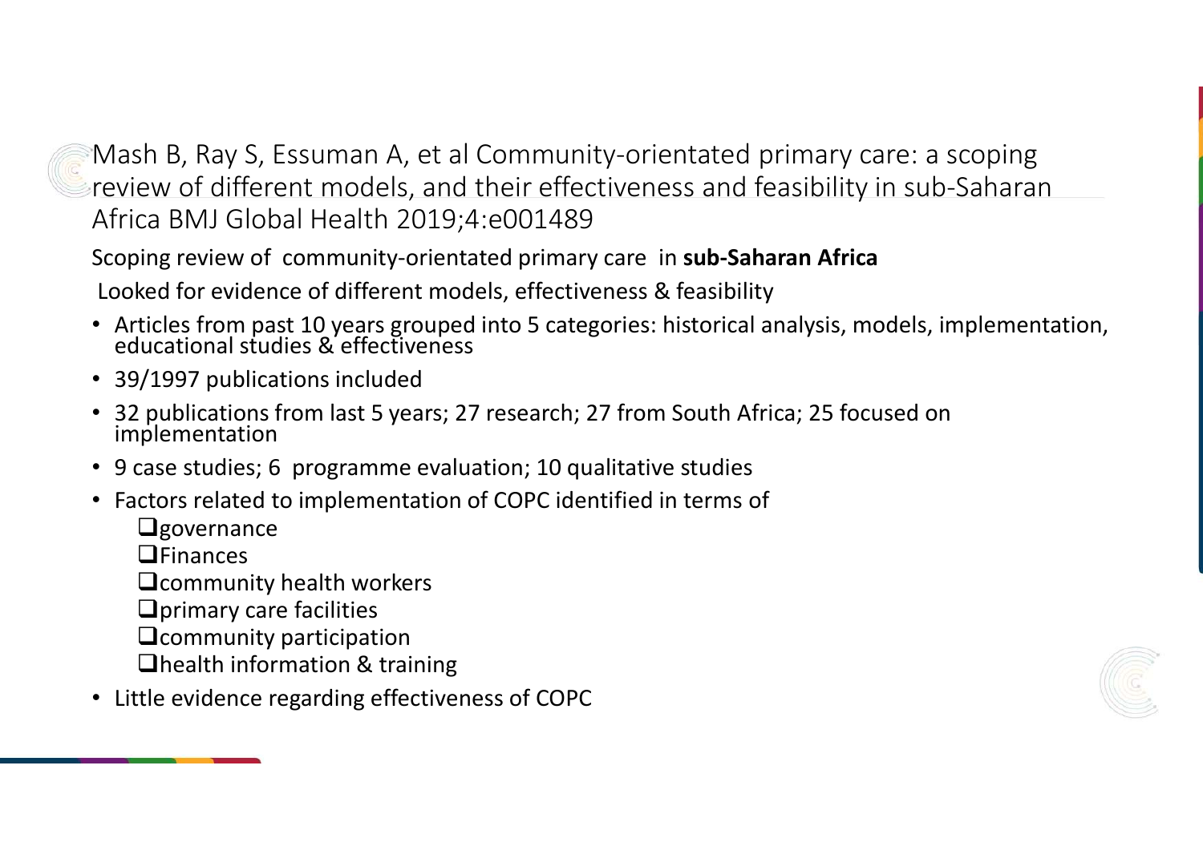## Mash B, Ray S, Essuman A, et al Community-orientated primary care: a scoping review of different models, and their effectiveness and feasibility in sub-Saharan Africa BMJ Global Health 2019;4:e001489

Scoping review of community-orientated primary care in **sub-Saharan Africa**

Looked for evidence of different models, effectiveness & feasibility

- Articles from past 10 years grouped into 5 categories: historical analysis, models, implementation, educational studies & effectiveness
- 39/1997 publications included
- 32 publications from last 5 years; 27 research; 27 from South Africa; 25 focused on implementation
- 9 case studies; 6 programme evaluation; 10 qualitative studies
- Factors related to implementation of COPC identified in terms of
  - ❑governance
  - ❑Finances
  - ❑community health workers
  - ❑primary care facilities
  - ❑community participation
  - ❑health information & training
- Little evidence regarding effectiveness of COPC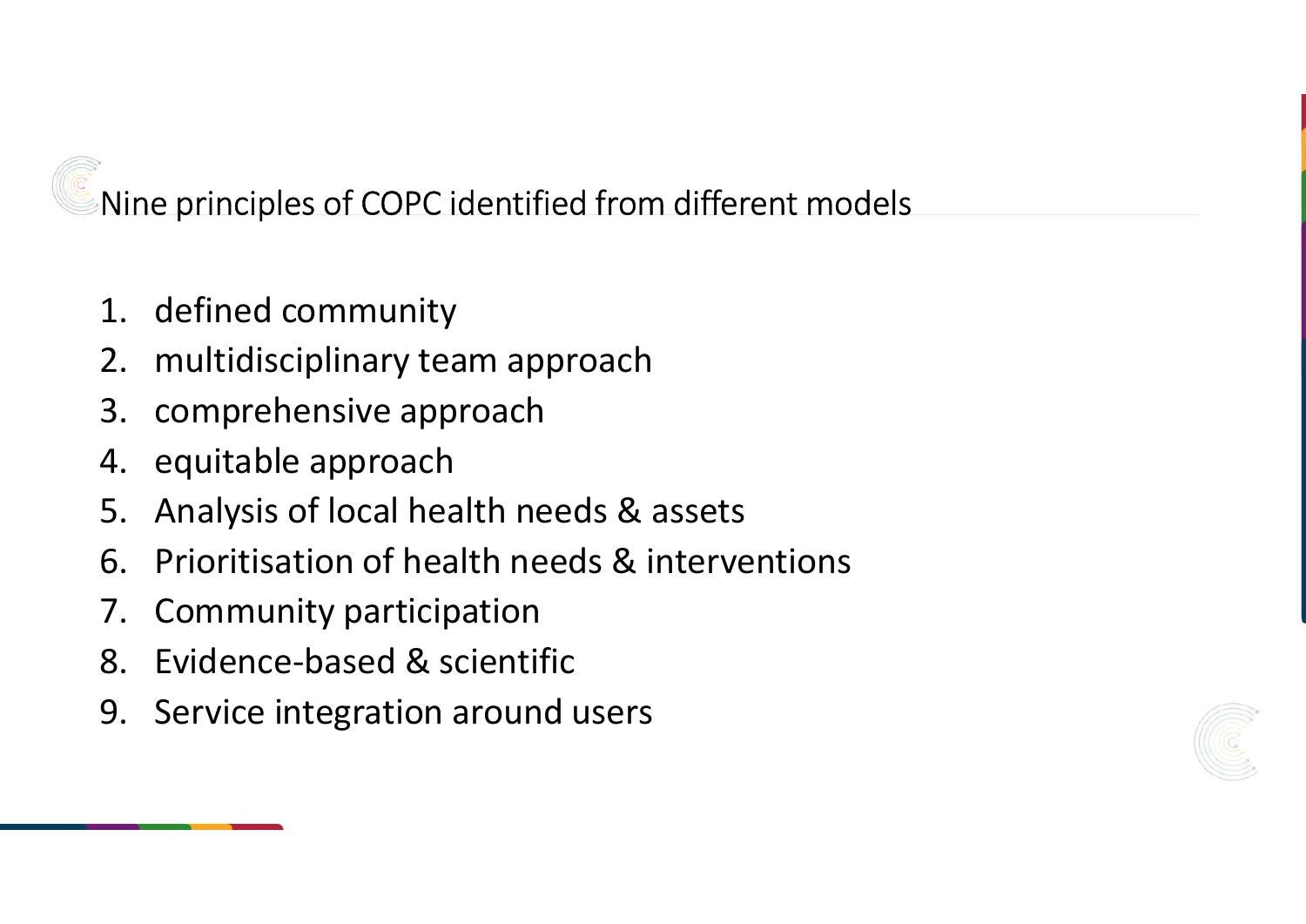## Nine principles of COPC identified from different models

1. defined community
2. multidisciplinary team approach
3. comprehensive approach
4. equitable approach
5. Analysis of local health needs & assets
6. Prioritisation of health needs & interventions
7. Community participation
8. Evidence-based & scientific
9. Service integration around users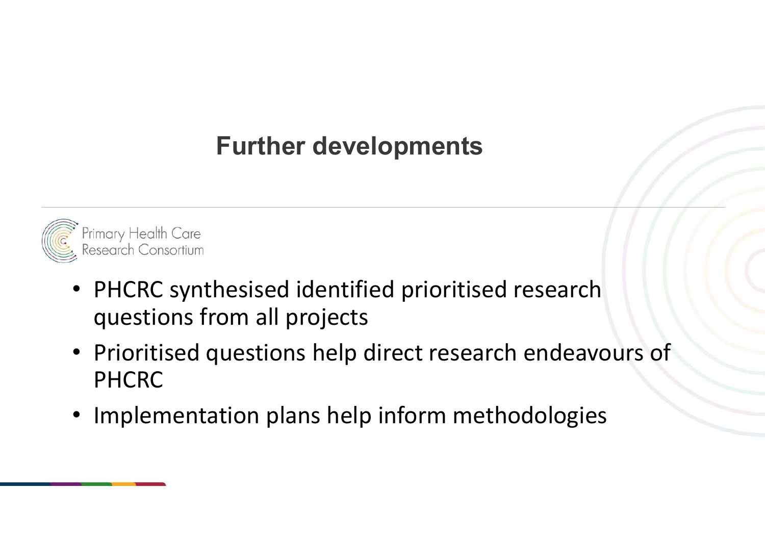# Further developments

Primary Health Care Research Consortium

- PHCRC synthesised identified prioritised research questions from all projects
- Prioritised questions help direct research endeavours of PHCRC
- Implementation plans help inform methodologies